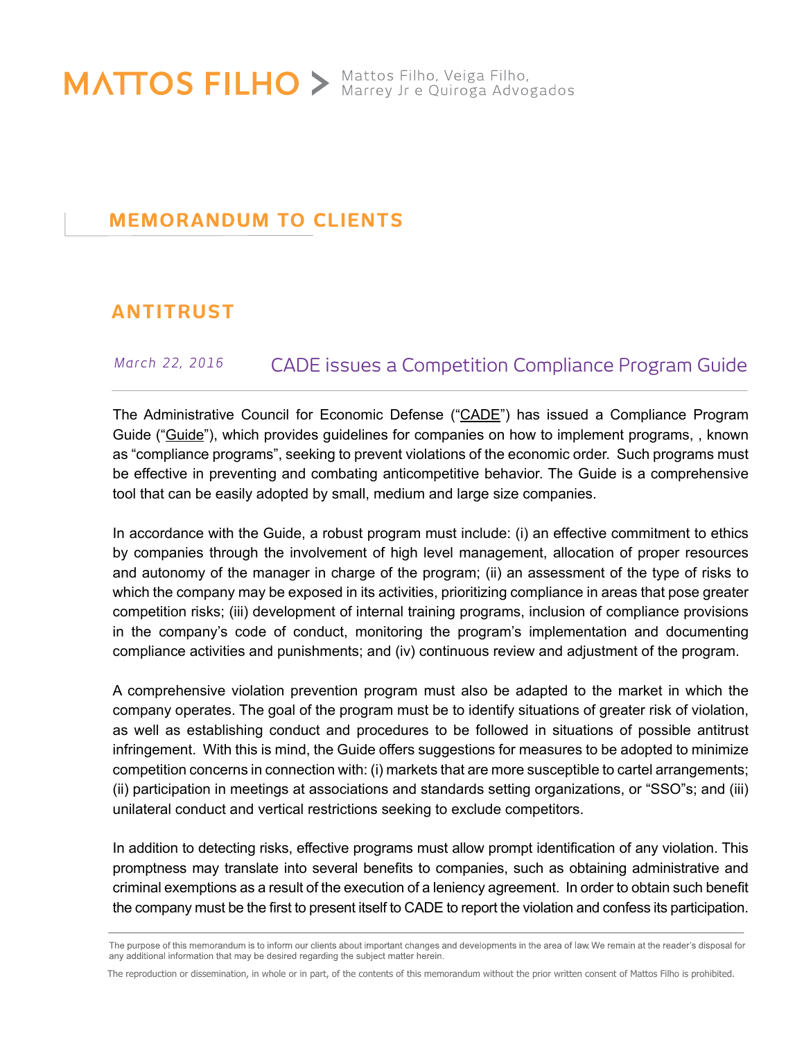MATTOS FILHO > Mattos Filho, Veiga Filho, Marrey Jr e Quiroga Advogados

# MEMORANDUM TO CLIENTS

## ANTITRUST

*March 22, 2016*

### CADE issues a Competition Compliance Program Guide

The Administrative Council for Economic Defense ("CADE") has issued a Compliance Program Guide ("Guide"), which provides guidelines for companies on how to implement programs, , known as "compliance programs", seeking to prevent violations of the economic order. Such programs must be effective in preventing and combating anticompetitive behavior. The Guide is a comprehensive tool that can be easily adopted by small, medium and large size companies.

In accordance with the Guide, a robust program must include: (i) an effective commitment to ethics by companies through the involvement of high level management, allocation of proper resources and autonomy of the manager in charge of the program; (ii) an assessment of the type of risks to which the company may be exposed in its activities, prioritizing compliance in areas that pose greater competition risks; (iii) development of internal training programs, inclusion of compliance provisions in the company's code of conduct, monitoring the program's implementation and documenting compliance activities and punishments; and (iv) continuous review and adjustment of the program.

A comprehensive violation prevention program must also be adapted to the market in which the company operates. The goal of the program must be to identify situations of greater risk of violation, as well as establishing conduct and procedures to be followed in situations of possible antitrust infringement. With this is mind, the Guide offers suggestions for measures to be adopted to minimize competition concerns in connection with: (i) markets that are more susceptible to cartel arrangements; (ii) participation in meetings at associations and standards setting organizations, or "SSO"s; and (iii) unilateral conduct and vertical restrictions seeking to exclude competitors.

In addition to detecting risks, effective programs must allow prompt identification of any violation. This promptness may translate into several benefits to companies, such as obtaining administrative and criminal exemptions as a result of the execution of a leniency agreement. In order to obtain such benefit the company must be the first to present itself to CADE to report the violation and confess its participation.

The purpose of this memorandum is to inform our clients about important changes and developments in the area of law. We remain at the reader's disposal for any additional information that may be desired regarding the subject matter herein.

The reproduction or dissemination, in whole or in part, of the contents of this memorandum without the prior written consent of Mattos Filho is prohibited.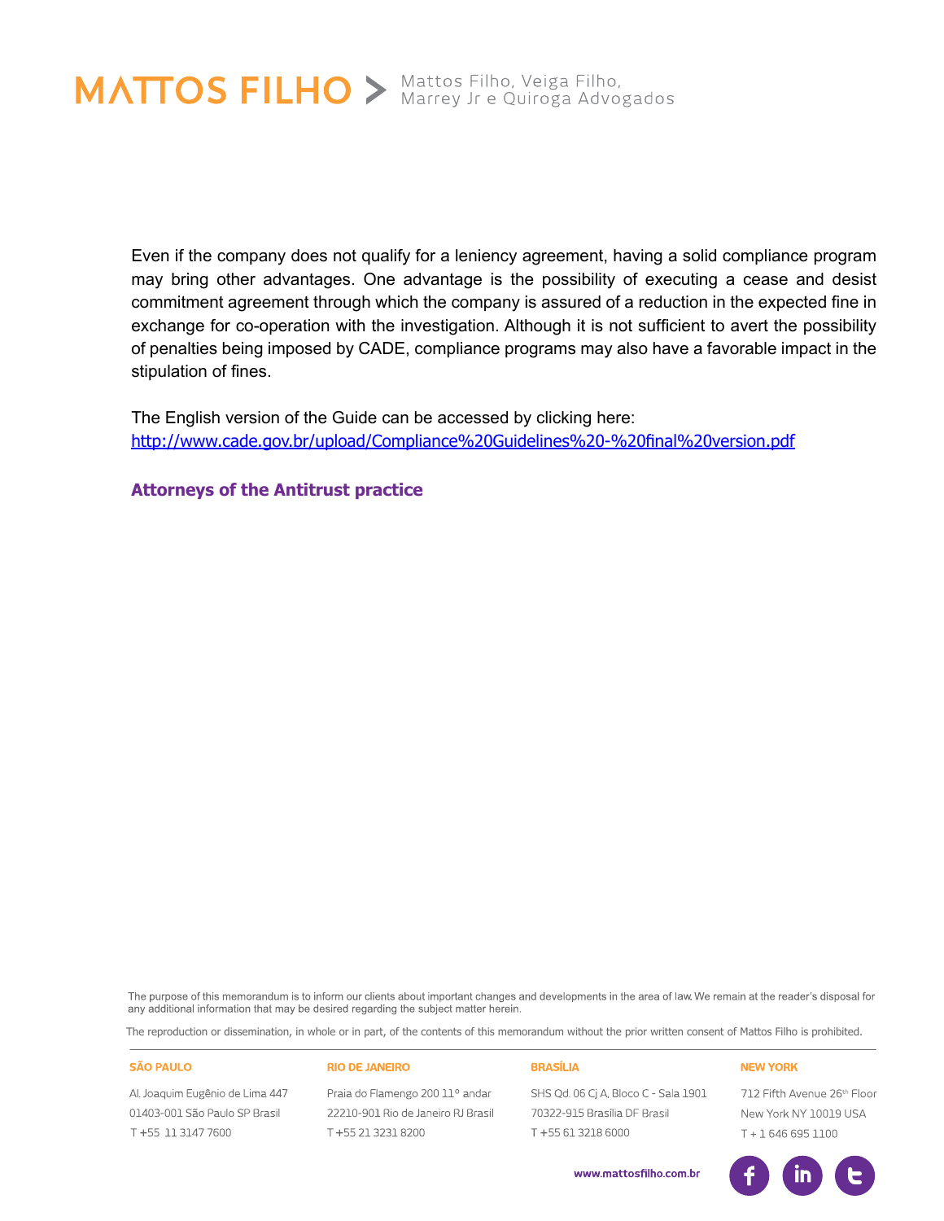Even if the company does not qualify for a leniency agreement, having a solid compliance program may bring other advantages. One advantage is the possibility of executing a cease and desist commitment agreement through which the company is assured of a reduction in the expected fine in exchange for co-operation with the investigation. Although it is not sufficient to avert the possibility of penalties being imposed by CADE, compliance programs may also have a favorable impact in the stipulation of fines.

The English version of the Guide can be accessed by clicking here:
http://www.cade.gov.br/upload/Compliance%20Guidelines%20-%20final%20version.pdf

**Attorneys of the Antitrust practice**

The purpose of this memorandum is to inform our clients about important changes and developments in the area of law. We remain at the reader's disposal for any additional information that may be desired regarding the subject matter herein.

The reproduction or dissemination, in whole or in part, of the contents of this memorandum without the prior written consent of Mattos Filho is prohibited.

**SÃO PAULO**
Al. Joaquim Eugênio de Lima 447
01403-001 São Paulo SP Brasil
T +55 11 3147 7600

**RIO DE JANEIRO**
Praia do Flamengo 200 11º andar
22210-901 Rio de Janeiro RJ Brasil
T +55 21 3231 8200

**BRASÍLIA**
SHS Qd. 06 Cj A, Bloco C - Sala 1901
70322-915 Brasília DF Brasil
T +55 61 3218 6000

**NEW YORK**
712 Fifth Avenue 26th Floor
New York NY 10019 USA
T + 1 646 695 1100

www.mattosfilho.com.br